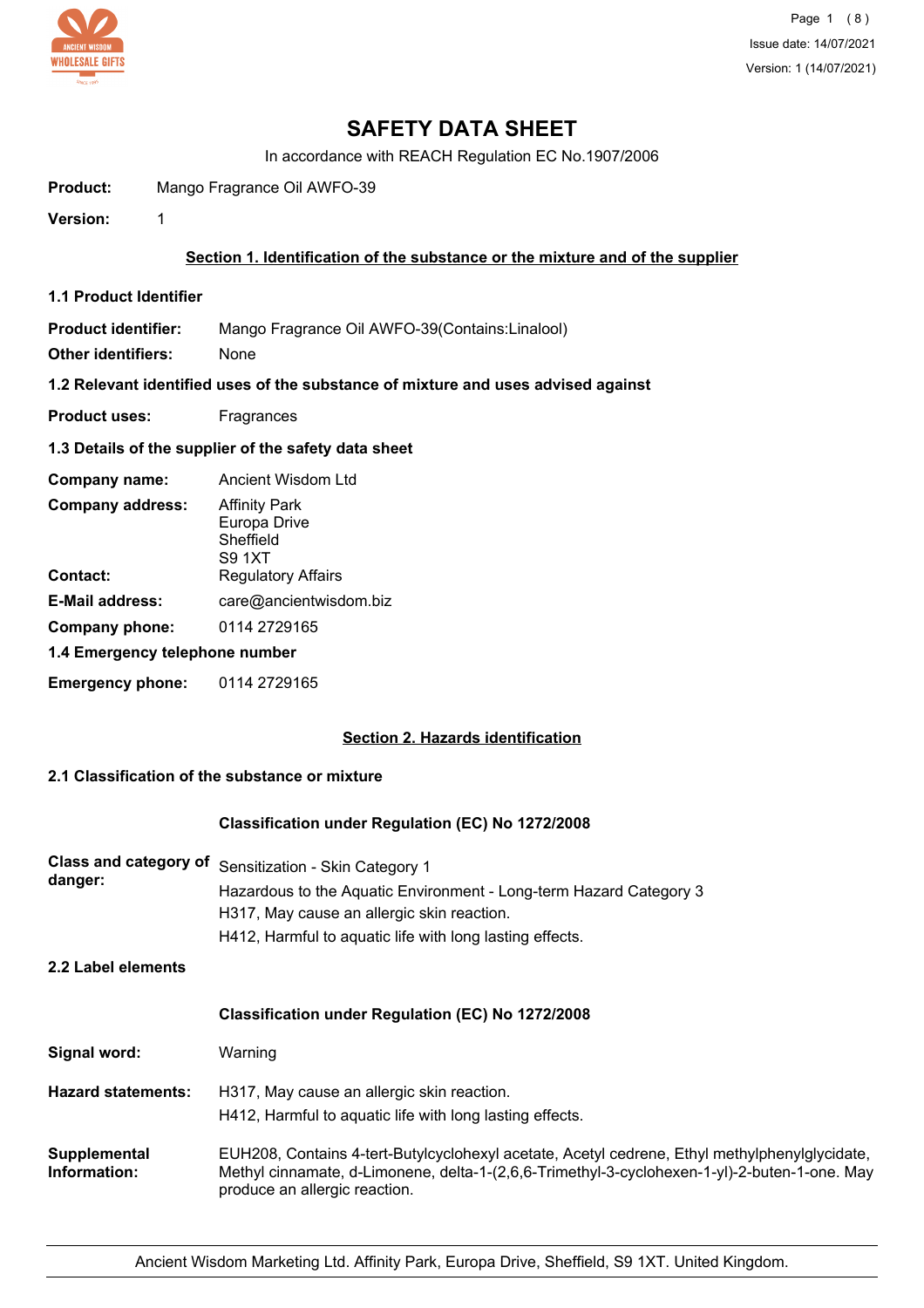# SAFETY DATA SHEET

In accordance with REACH Regulation EC No.1907/2006

**Product:** Mango Fragrance Oil AWFO-39

**Version:** 1

## Section 1. Identification of the substance or the mixture and of the supplier

### 1.1 Product Identifier

**Product identifier:** Mango Fragrance Oil AWFO-39(Contains:Linalool)

**Other identifiers:** None

### 1.2 Relevant identified uses of the substance of mixture and uses advised against

**Product uses:** Fragrances

### 1.3 Details of the supplier of the safety data sheet

**Company name:** Ancient Wisdom Ltd

**Company address:** Affinity Park
Europa Drive
Sheffield
S9 1XT

**Contact:** Regulatory Affairs

**E-Mail address:** care@ancientwisdom.biz

**Company phone:** 0114 2729165

### 1.4 Emergency telephone number

**Emergency phone:** 0114 2729165

## Section 2. Hazards identification

### 2.1 Classification of the substance or mixture

**Classification under Regulation (EC) No 1272/2008**

**Class and category of danger:** Sensitization - Skin Category 1
Hazardous to the Aquatic Environment - Long-term Hazard Category 3
H317, May cause an allergic skin reaction.
H412, Harmful to aquatic life with long lasting effects.

### 2.2 Label elements

**Classification under Regulation (EC) No 1272/2008**

**Signal word:** Warning

**Hazard statements:** H317, May cause an allergic skin reaction.
H412, Harmful to aquatic life with long lasting effects.

**Supplemental Information:** EUH208, Contains 4-tert-Butylcyclohexyl acetate, Acetyl cedrene, Ethyl methylphenylglycidate, Methyl cinnamate, d-Limonene, delta-1-(2,6,6-Trimethyl-3-cyclohexen-1-yl)-2-buten-1-one. May produce an allergic reaction.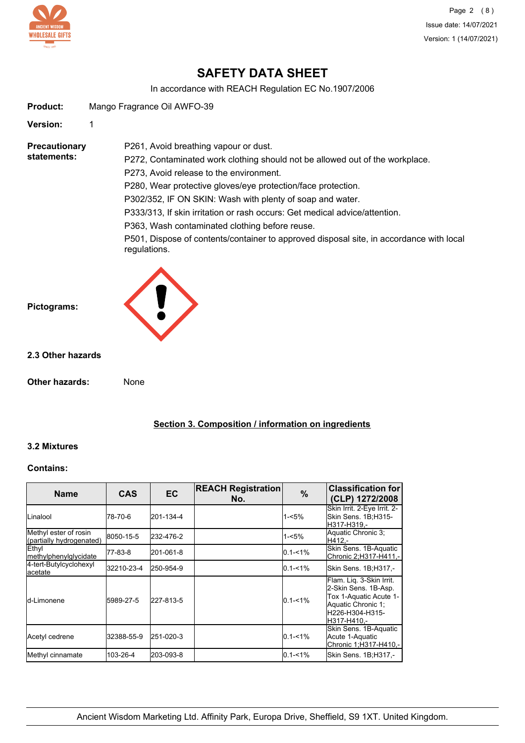# SAFETY DATA SHEET

In accordance with REACH Regulation EC No.1907/2006

**Product:** Mango Fragrance Oil AWFO-39

**Version:** 1

**Precautionary statements:**

P261, Avoid breathing vapour or dust.
P272, Contaminated work clothing should not be allowed out of the workplace.
P273, Avoid release to the environment.
P280, Wear protective gloves/eye protection/face protection.
P302/352, IF ON SKIN: Wash with plenty of soap and water.
P333/313, If skin irritation or rash occurs: Get medical advice/attention.
P363, Wash contaminated clothing before reuse.
P501, Dispose of contents/container to approved disposal site, in accordance with local regulations.

**Pictograms:**

### 2.3 Other hazards

**Other hazards:** None

## Section 3. Composition / information on ingredients

### 3.2 Mixtures

**Contains:**

| Name | CAS | EC | REACH Registration No. | % | Classification for (CLP) 1272/2008 |
|---|---|---|---|---|---|
| Linalool | 78-70-6 | 201-134-4 | | 1-<5% | Skin Irrit. 2-Eye Irrit. 2-Skin Sens. 1B;H315-H317-H319,- |
| Methyl ester of rosin (partially hydrogenated) | 8050-15-5 | 232-476-2 | | 1-<5% | Aquatic Chronic 3;H412,- |
| Ethyl methylphenylglycidate | 77-83-8 | 201-061-8 | | 0.1-<1% | Skin Sens. 1B-Aquatic Chronic 2;H317-H411,- |
| 4-tert-Butylcyclohexyl acetate | 32210-23-4 | 250-954-9 | | 0.1-<1% | Skin Sens. 1B;H317,- |
| d-Limonene | 5989-27-5 | 227-813-5 | | 0.1-<1% | Flam. Liq. 3-Skin Irrit. 2-Skin Sens. 1B-Asp. Tox 1-Aquatic Acute 1-Aquatic Chronic 1;H226-H304-H315-H317-H410,- |
| Acetyl cedrene | 32388-55-9 | 251-020-3 | | 0.1-<1% | Skin Sens. 1B-Aquatic Acute 1-Aquatic Chronic 1;H317-H410,- |
| Methyl cinnamate | 103-26-4 | 203-093-8 | | 0.1-<1% | Skin Sens. 1B;H317,- |

Ancient Wisdom Marketing Ltd. Affinity Park, Europa Drive, Sheffield, S9 1XT. United Kingdom.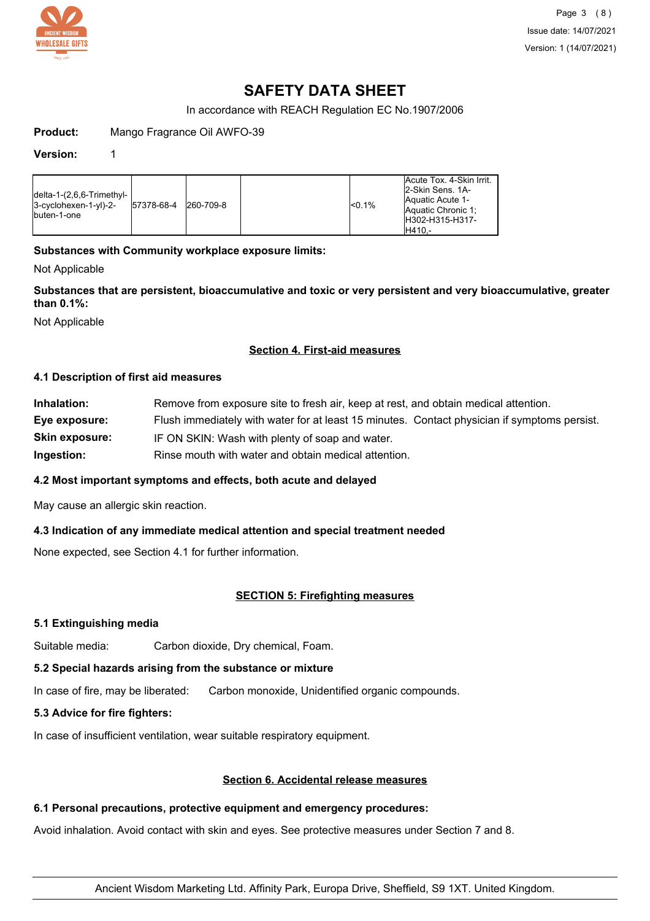# SAFETY DATA SHEET

In accordance with REACH Regulation EC No.1907/2006

**Product:** Mango Fragrance Oil AWFO-39

**Version:** 1

| | | | | | |
|---|---|---|---|---|---|
| delta-1-(2,6,6-Trimethyl-3-cyclohexen-1-yl)-2-buten-1-one | 57378-68-4 | 260-709-8 | | <0.1% | Acute Tox. 4-Skin Irrit. 2-Skin Sens. 1A-Aquatic Acute 1-Aquatic Chronic 1;H302-H315-H317-H410,- |

**Substances with Community workplace exposure limits:**

Not Applicable

**Substances that are persistent, bioaccumulative and toxic or very persistent and very bioaccumulative, greater than 0.1%:**

Not Applicable

## Section 4. First-aid measures

### 4.1 Description of first aid measures

**Inhalation:** Remove from exposure site to fresh air, keep at rest, and obtain medical attention.

**Eye exposure:** Flush immediately with water for at least 15 minutes. Contact physician if symptoms persist.

**Skin exposure:** IF ON SKIN: Wash with plenty of soap and water.

**Ingestion:** Rinse mouth with water and obtain medical attention.

### 4.2 Most important symptoms and effects, both acute and delayed

May cause an allergic skin reaction.

### 4.3 Indication of any immediate medical attention and special treatment needed

None expected, see Section 4.1 for further information.

## SECTION 5: Firefighting measures

### 5.1 Extinguishing media

Suitable media: Carbon dioxide, Dry chemical, Foam.

### 5.2 Special hazards arising from the substance or mixture

In case of fire, may be liberated: Carbon monoxide, Unidentified organic compounds.

### 5.3 Advice for fire fighters:

In case of insufficient ventilation, wear suitable respiratory equipment.

## Section 6. Accidental release measures

### 6.1 Personal precautions, protective equipment and emergency procedures:

Avoid inhalation. Avoid contact with skin and eyes. See protective measures under Section 7 and 8.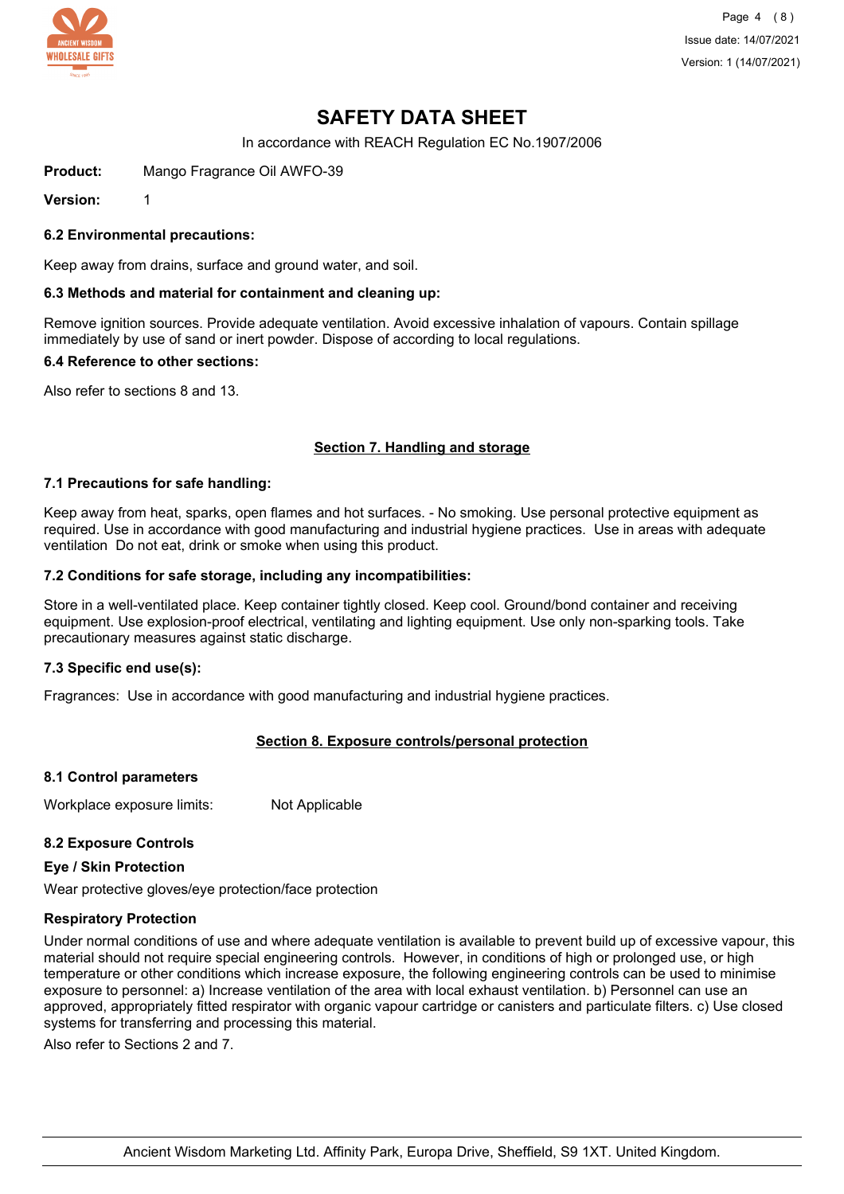# SAFETY DATA SHEET

In accordance with REACH Regulation EC No.1907/2006

**Product:** Mango Fragrance Oil AWFO-39

**Version:** 1

### 6.2 Environmental precautions:

Keep away from drains, surface and ground water, and soil.

### 6.3 Methods and material for containment and cleaning up:

Remove ignition sources. Provide adequate ventilation. Avoid excessive inhalation of vapours. Contain spillage immediately by use of sand or inert powder. Dispose of according to local regulations.

### 6.4 Reference to other sections:

Also refer to sections 8 and 13.

## Section 7. Handling and storage

### 7.1 Precautions for safe handling:

Keep away from heat, sparks, open flames and hot surfaces. - No smoking. Use personal protective equipment as required. Use in accordance with good manufacturing and industrial hygiene practices. Use in areas with adequate ventilation Do not eat, drink or smoke when using this product.

### 7.2 Conditions for safe storage, including any incompatibilities:

Store in a well-ventilated place. Keep container tightly closed. Keep cool. Ground/bond container and receiving equipment. Use explosion-proof electrical, ventilating and lighting equipment. Use only non-sparking tools. Take precautionary measures against static discharge.

### 7.3 Specific end use(s):

Fragrances: Use in accordance with good manufacturing and industrial hygiene practices.

## Section 8. Exposure controls/personal protection

### 8.1 Control parameters

Workplace exposure limits: Not Applicable

### 8.2 Exposure Controls

**Eye / Skin Protection**

Wear protective gloves/eye protection/face protection

**Respiratory Protection**

Under normal conditions of use and where adequate ventilation is available to prevent build up of excessive vapour, this material should not require special engineering controls. However, in conditions of high or prolonged use, or high temperature or other conditions which increase exposure, the following engineering controls can be used to minimise exposure to personnel: a) Increase ventilation of the area with local exhaust ventilation. b) Personnel can use an approved, appropriately fitted respirator with organic vapour cartridge or canisters and particulate filters. c) Use closed systems for transferring and processing this material.

Also refer to Sections 2 and 7.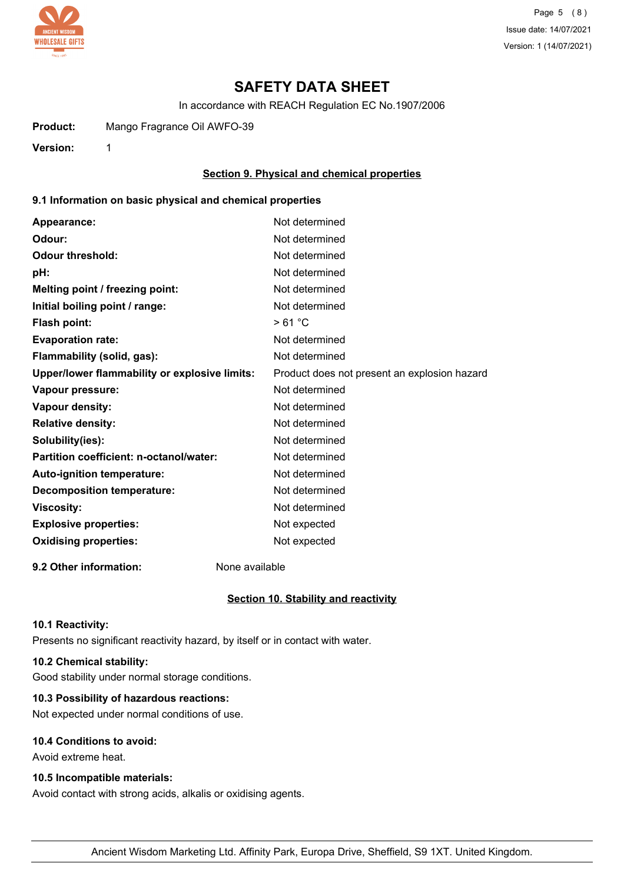# SAFETY DATA SHEET

In accordance with REACH Regulation EC No.1907/2006

**Product:** Mango Fragrance Oil AWFO-39

**Version:** 1

## Section 9. Physical and chemical properties

### 9.1 Information on basic physical and chemical properties

| | |
|---|---|
| **Appearance:** | Not determined |
| **Odour:** | Not determined |
| **Odour threshold:** | Not determined |
| **pH:** | Not determined |
| **Melting point / freezing point:** | Not determined |
| **Initial boiling point / range:** | Not determined |
| **Flash point:** | > 61 °C |
| **Evaporation rate:** | Not determined |
| **Flammability (solid, gas):** | Not determined |
| **Upper/lower flammability or explosive limits:** | Product does not present an explosion hazard |
| **Vapour pressure:** | Not determined |
| **Vapour density:** | Not determined |
| **Relative density:** | Not determined |
| **Solubility(ies):** | Not determined |
| **Partition coefficient: n-octanol/water:** | Not determined |
| **Auto-ignition temperature:** | Not determined |
| **Decomposition temperature:** | Not determined |
| **Viscosity:** | Not determined |
| **Explosive properties:** | Not expected |
| **Oxidising properties:** | Not expected |

**9.2 Other information:** None available

## Section 10. Stability and reactivity

### 10.1 Reactivity:

Presents no significant reactivity hazard, by itself or in contact with water.

### 10.2 Chemical stability:

Good stability under normal storage conditions.

### 10.3 Possibility of hazardous reactions:

Not expected under normal conditions of use.

### 10.4 Conditions to avoid:

Avoid extreme heat.

### 10.5 Incompatible materials:

Avoid contact with strong acids, alkalis or oxidising agents.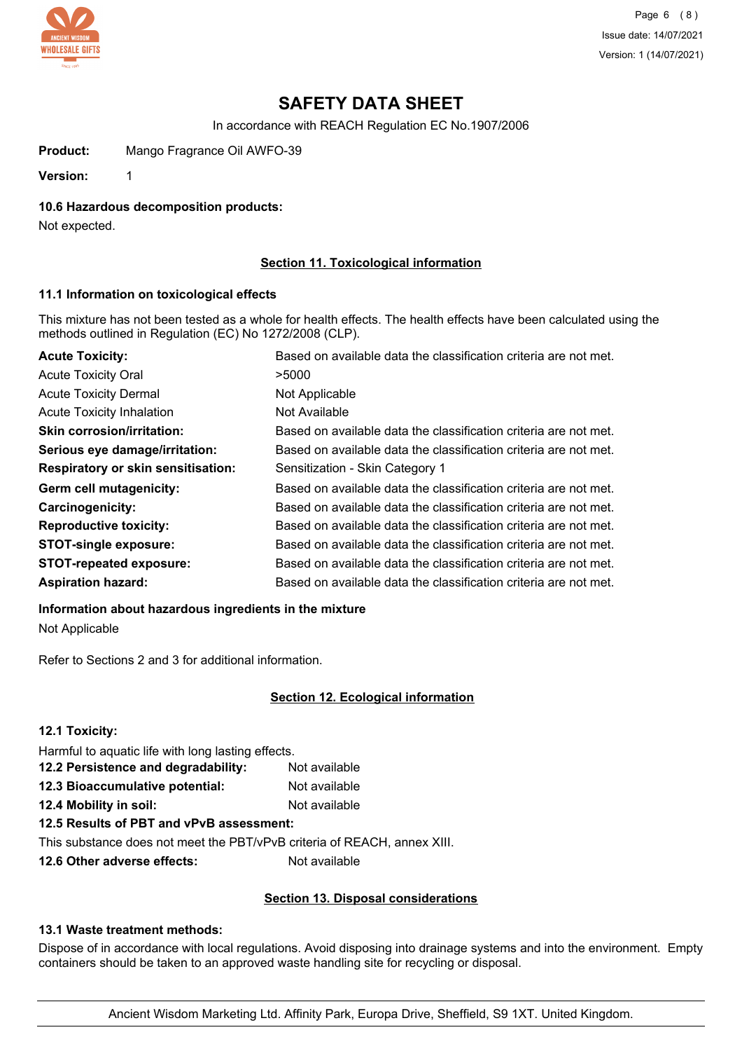# SAFETY DATA SHEET

In accordance with REACH Regulation EC No.1907/2006

**Product:** Mango Fragrance Oil AWFO-39

**Version:** 1

**10.6 Hazardous decomposition products:**

Not expected.

## Section 11. Toxicological information

**11.1 Information on toxicological effects**

This mixture has not been tested as a whole for health effects. The health effects have been calculated using the methods outlined in Regulation (EC) No 1272/2008 (CLP).

| | |
|---|---|
| **Acute Toxicity:** | Based on available data the classification criteria are not met. |
| Acute Toxicity Oral | >5000 |
| Acute Toxicity Dermal | Not Applicable |
| Acute Toxicity Inhalation | Not Available |
| **Skin corrosion/irritation:** | Based on available data the classification criteria are not met. |
| **Serious eye damage/irritation:** | Based on available data the classification criteria are not met. |
| **Respiratory or skin sensitisation:** | Sensitization - Skin Category 1 |
| **Germ cell mutagenicity:** | Based on available data the classification criteria are not met. |
| **Carcinogenicity:** | Based on available data the classification criteria are not met. |
| **Reproductive toxicity:** | Based on available data the classification criteria are not met. |
| **STOT-single exposure:** | Based on available data the classification criteria are not met. |
| **STOT-repeated exposure:** | Based on available data the classification criteria are not met. |
| **Aspiration hazard:** | Based on available data the classification criteria are not met. |

**Information about hazardous ingredients in the mixture**

Not Applicable

Refer to Sections 2 and 3 for additional information.

## Section 12. Ecological information

**12.1 Toxicity:**

Harmful to aquatic life with long lasting effects.

**12.2 Persistence and degradability:** Not available

**12.3 Bioaccumulative potential:** Not available

**12.4 Mobility in soil:** Not available

**12.5 Results of PBT and vPvB assessment:**

This substance does not meet the PBT/vPvB criteria of REACH, annex XIII.

**12.6 Other adverse effects:** Not available

## Section 13. Disposal considerations

**13.1 Waste treatment methods:**

Dispose of in accordance with local regulations. Avoid disposing into drainage systems and into the environment. Empty containers should be taken to an approved waste handling site for recycling or disposal.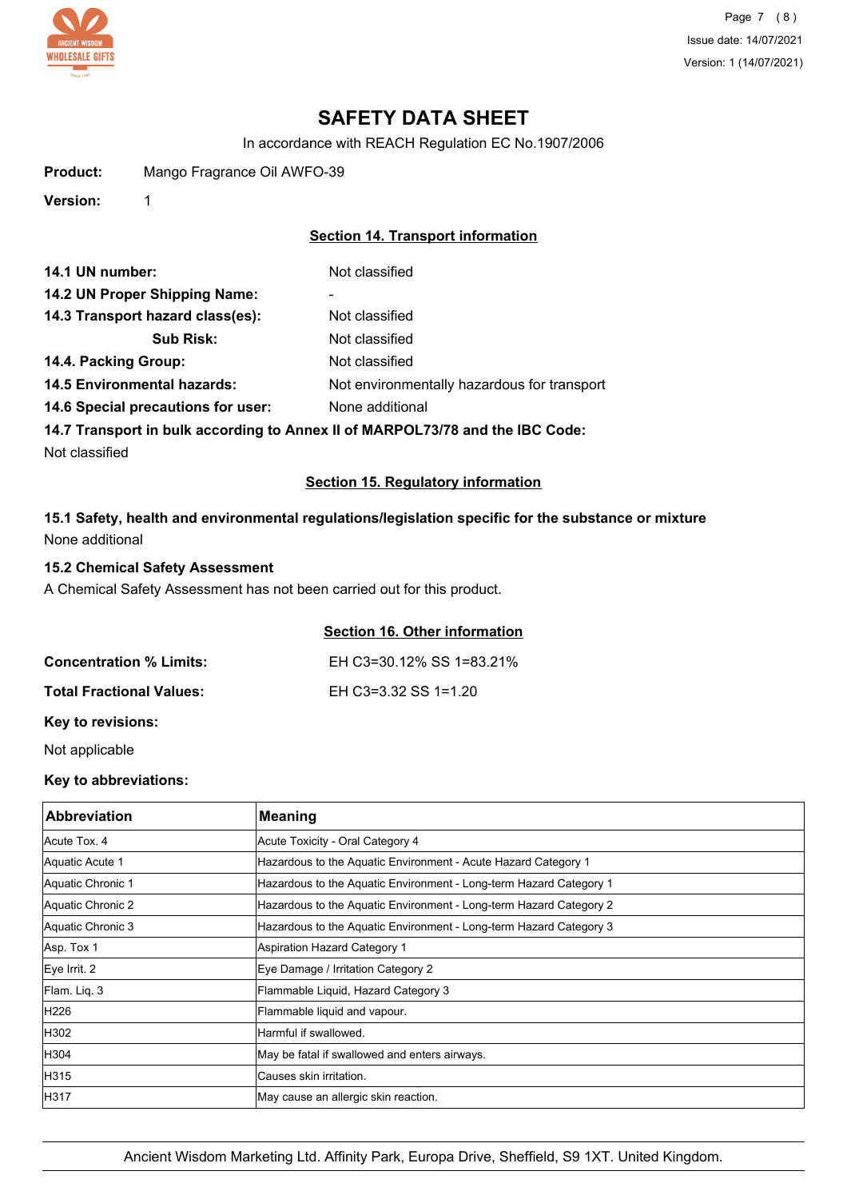# SAFETY DATA SHEET

In accordance with REACH Regulation EC No.1907/2006

**Product:** Mango Fragrance Oil AWFO-39

**Version:** 1

## Section 14. Transport information

**14.1 UN number:** Not classified

**14.2 UN Proper Shipping Name:** -

**14.3 Transport hazard class(es):** Not classified

**Sub Risk:** Not classified

**14.4. Packing Group:** Not classified

**14.5 Environmental hazards:** Not environmentally hazardous for transport

**14.6 Special precautions for user:** None additional

**14.7 Transport in bulk according to Annex II of MARPOL73/78 and the IBC Code:**

Not classified

## Section 15. Regulatory information

**15.1 Safety, health and environmental regulations/legislation specific for the substance or mixture**

None additional

**15.2 Chemical Safety Assessment**

A Chemical Safety Assessment has not been carried out for this product.

## Section 16. Other information

**Concentration % Limits:** EH C3=30.12% SS 1=83.21%

**Total Fractional Values:** EH C3=3.32 SS 1=1.20

**Key to revisions:**

Not applicable

**Key to abbreviations:**

| Abbreviation | Meaning |
|---|---|
| Acute Tox. 4 | Acute Toxicity - Oral Category 4 |
| Aquatic Acute 1 | Hazardous to the Aquatic Environment - Acute Hazard Category 1 |
| Aquatic Chronic 1 | Hazardous to the Aquatic Environment - Long-term Hazard Category 1 |
| Aquatic Chronic 2 | Hazardous to the Aquatic Environment - Long-term Hazard Category 2 |
| Aquatic Chronic 3 | Hazardous to the Aquatic Environment - Long-term Hazard Category 3 |
| Asp. Tox 1 | Aspiration Hazard Category 1 |
| Eye Irrit. 2 | Eye Damage / Irritation Category 2 |
| Flam. Liq. 3 | Flammable Liquid, Hazard Category 3 |
| H226 | Flammable liquid and vapour. |
| H302 | Harmful if swallowed. |
| H304 | May be fatal if swallowed and enters airways. |
| H315 | Causes skin irritation. |
| H317 | May cause an allergic skin reaction. |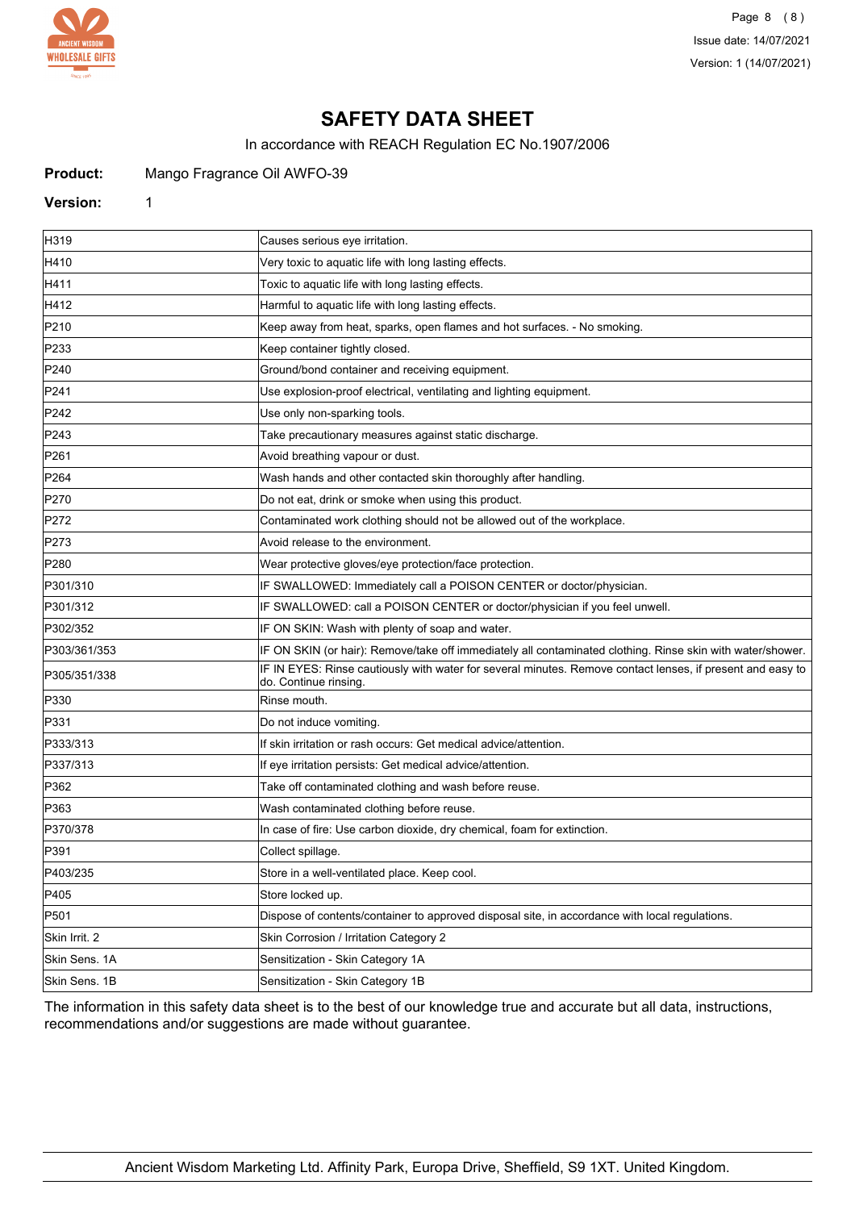# SAFETY DATA SHEET

In accordance with REACH Regulation EC No.1907/2006

**Product:** Mango Fragrance Oil AWFO-39

**Version:** 1

| | |
|---|---|
| H319 | Causes serious eye irritation. |
| H410 | Very toxic to aquatic life with long lasting effects. |
| H411 | Toxic to aquatic life with long lasting effects. |
| H412 | Harmful to aquatic life with long lasting effects. |
| P210 | Keep away from heat, sparks, open flames and hot surfaces. - No smoking. |
| P233 | Keep container tightly closed. |
| P240 | Ground/bond container and receiving equipment. |
| P241 | Use explosion-proof electrical, ventilating and lighting equipment. |
| P242 | Use only non-sparking tools. |
| P243 | Take precautionary measures against static discharge. |
| P261 | Avoid breathing vapour or dust. |
| P264 | Wash hands and other contacted skin thoroughly after handling. |
| P270 | Do not eat, drink or smoke when using this product. |
| P272 | Contaminated work clothing should not be allowed out of the workplace. |
| P273 | Avoid release to the environment. |
| P280 | Wear protective gloves/eye protection/face protection. |
| P301/310 | IF SWALLOWED: Immediately call a POISON CENTER or doctor/physician. |
| P301/312 | IF SWALLOWED: call a POISON CENTER or doctor/physician if you feel unwell. |
| P302/352 | IF ON SKIN: Wash with plenty of soap and water. |
| P303/361/353 | IF ON SKIN (or hair): Remove/take off immediately all contaminated clothing. Rinse skin with water/shower. |
| P305/351/338 | IF IN EYES: Rinse cautiously with water for several minutes. Remove contact lenses, if present and easy to do. Continue rinsing. |
| P330 | Rinse mouth. |
| P331 | Do not induce vomiting. |
| P333/313 | If skin irritation or rash occurs: Get medical advice/attention. |
| P337/313 | If eye irritation persists: Get medical advice/attention. |
| P362 | Take off contaminated clothing and wash before reuse. |
| P363 | Wash contaminated clothing before reuse. |
| P370/378 | In case of fire: Use carbon dioxide, dry chemical, foam for extinction. |
| P391 | Collect spillage. |
| P403/235 | Store in a well-ventilated place. Keep cool. |
| P405 | Store locked up. |
| P501 | Dispose of contents/container to approved disposal site, in accordance with local regulations. |
| Skin Irrit. 2 | Skin Corrosion / Irritation Category 2 |
| Skin Sens. 1A | Sensitization - Skin Category 1A |
| Skin Sens. 1B | Sensitization - Skin Category 1B |

The information in this safety data sheet is to the best of our knowledge true and accurate but all data, instructions, recommendations and/or suggestions are made without guarantee.

Ancient Wisdom Marketing Ltd. Affinity Park, Europa Drive, Sheffield, S9 1XT. United Kingdom.